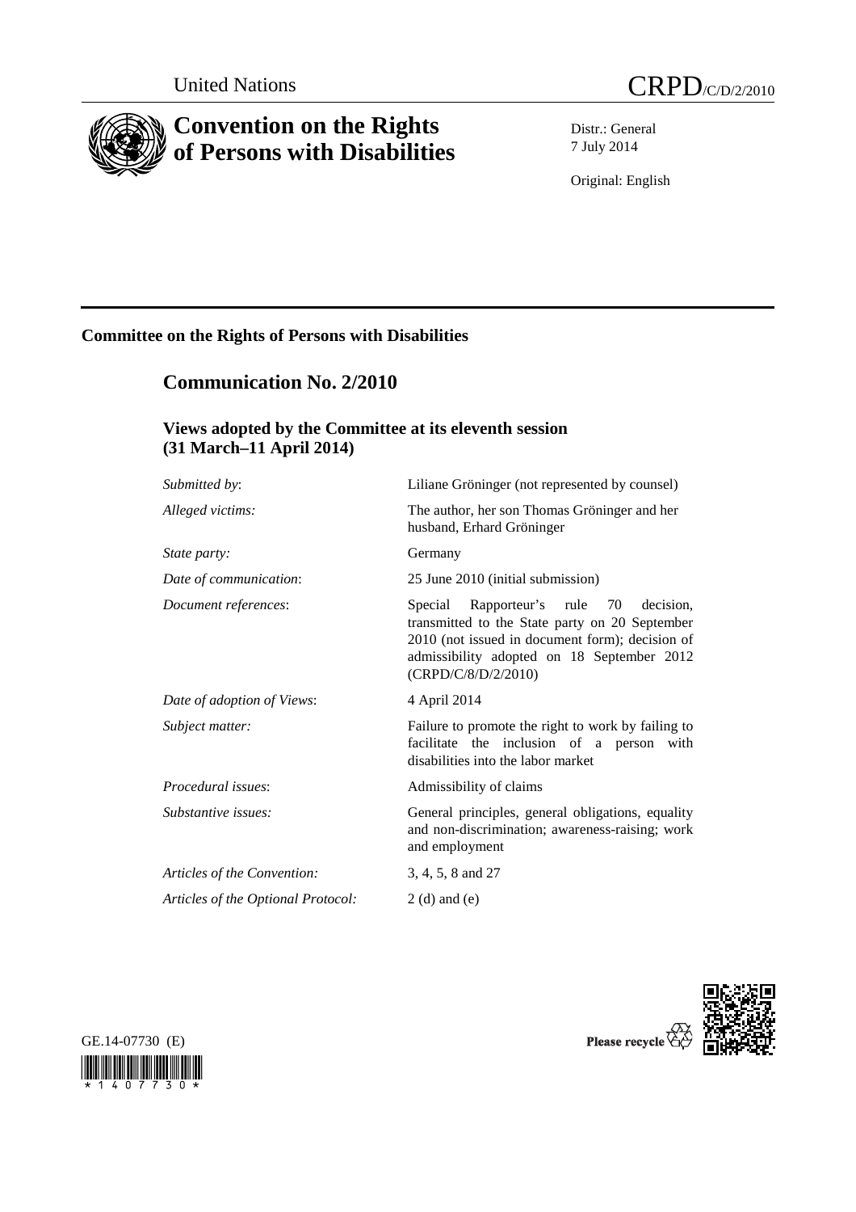United Nations

# CRPD/C/D/2/2010

## Convention on the Rights of Persons with Disabilities

Distr.: General
7 July 2014

Original: English

---

### Committee on the Rights of Persons with Disabilities

## Communication No. 2/2010

### Views adopted by the Committee at its eleventh session (31 March–11 April 2014)

| | |
|---|---|
| *Submitted by*: | Liliane Gröninger (not represented by counsel) |
| *Alleged victims:* | The author, her son Thomas Gröninger and her husband, Erhard Gröninger |
| *State party:* | Germany |
| *Date of communication*: | 25 June 2010 (initial submission) |
| *Document references*: | Special Rapporteur's rule 70 decision, transmitted to the State party on 20 September 2010 (not issued in document form); decision of admissibility adopted on 18 September 2012 (CRPD/C/8/D/2/2010) |
| *Date of adoption of Views*: | 4 April 2014 |
| *Subject matter:* | Failure to promote the right to work by failing to facilitate the inclusion of a person with disabilities into the labor market |
| *Procedural issues*: | Admissibility of claims |
| *Substantive issues:* | General principles, general obligations, equality and non-discrimination; awareness-raising; work and employment |
| *Articles of the Convention:* | 3, 4, 5, 8 and 27 |
| *Articles of the Optional Protocol:* | 2 (d) and (e) |

GE.14-07730 (E)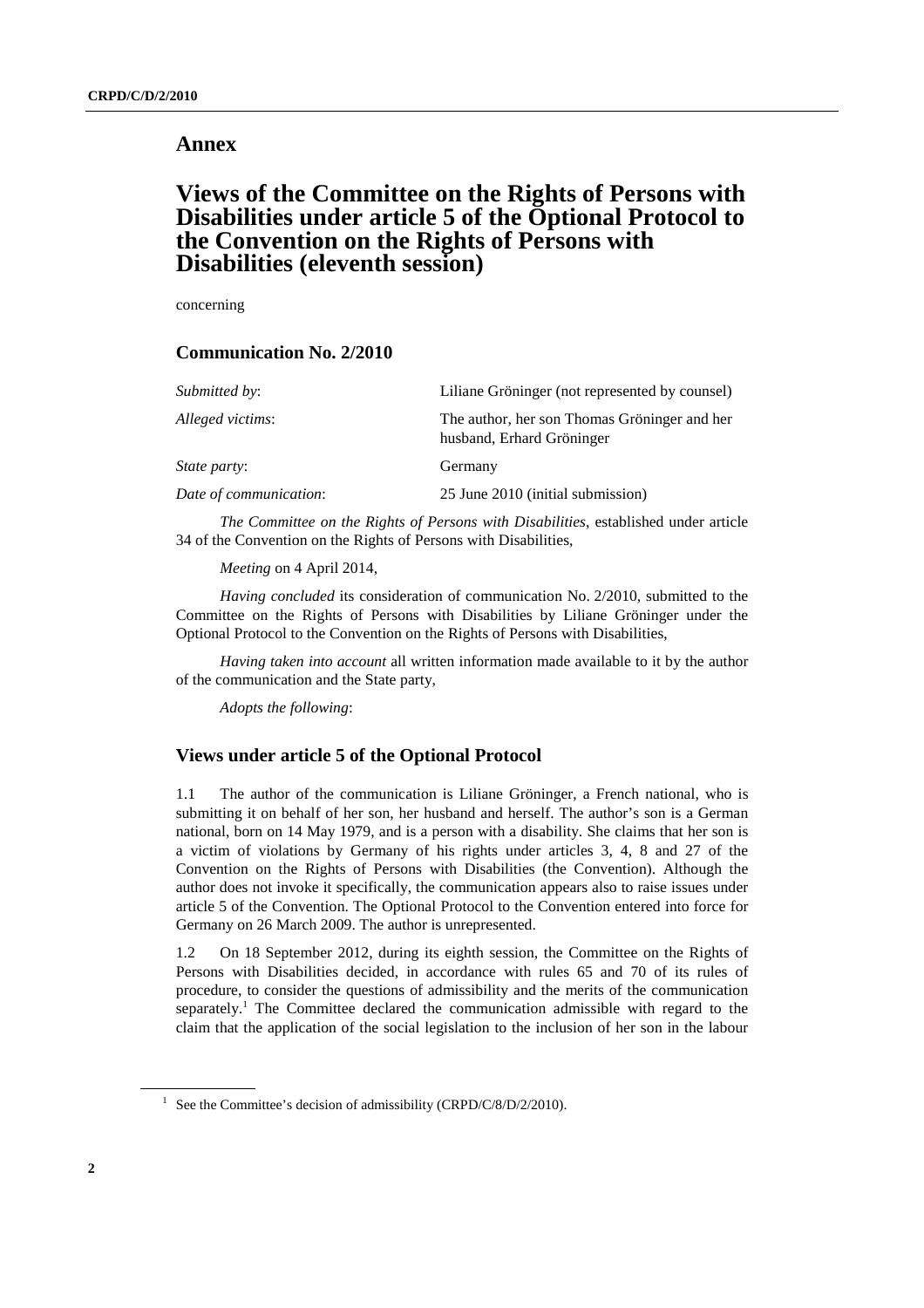# Annex

# Views of the Committee on the Rights of Persons with Disabilities under article 5 of the Optional Protocol to the Convention on the Rights of Persons with Disabilities (eleventh session)

concerning

## Communication No. 2/2010

| | |
|---|---|
| *Submitted by*: | Liliane Gröninger (not represented by counsel) |
| *Alleged victims*: | The author, her son Thomas Gröninger and her husband, Erhard Gröninger |
| *State party*: | Germany |
| *Date of communication*: | 25 June 2010 (initial submission) |

*The Committee on the Rights of Persons with Disabilities*, established under article 34 of the Convention on the Rights of Persons with Disabilities,

*Meeting* on 4 April 2014,

*Having concluded* its consideration of communication No. 2/2010, submitted to the Committee on the Rights of Persons with Disabilities by Liliane Gröninger under the Optional Protocol to the Convention on the Rights of Persons with Disabilities,

*Having taken into account* all written information made available to it by the author of the communication and the State party,

*Adopts the following*:

## Views under article 5 of the Optional Protocol

1.1 The author of the communication is Liliane Gröninger, a French national, who is submitting it on behalf of her son, her husband and herself. The author's son is a German national, born on 14 May 1979, and is a person with a disability. She claims that her son is a victim of violations by Germany of his rights under articles 3, 4, 8 and 27 of the Convention on the Rights of Persons with Disabilities (the Convention). Although the author does not invoke it specifically, the communication appears also to raise issues under article 5 of the Convention. The Optional Protocol to the Convention entered into force for Germany on 26 March 2009. The author is unrepresented.

1.2 On 18 September 2012, during its eighth session, the Committee on the Rights of Persons with Disabilities decided, in accordance with rules 65 and 70 of its rules of procedure, to consider the questions of admissibility and the merits of the communication separately.[1] The Committee declared the communication admissible with regard to the claim that the application of the social legislation to the inclusion of her son in the labour

[1] See the Committee's decision of admissibility (CRPD/C/8/D/2/2010).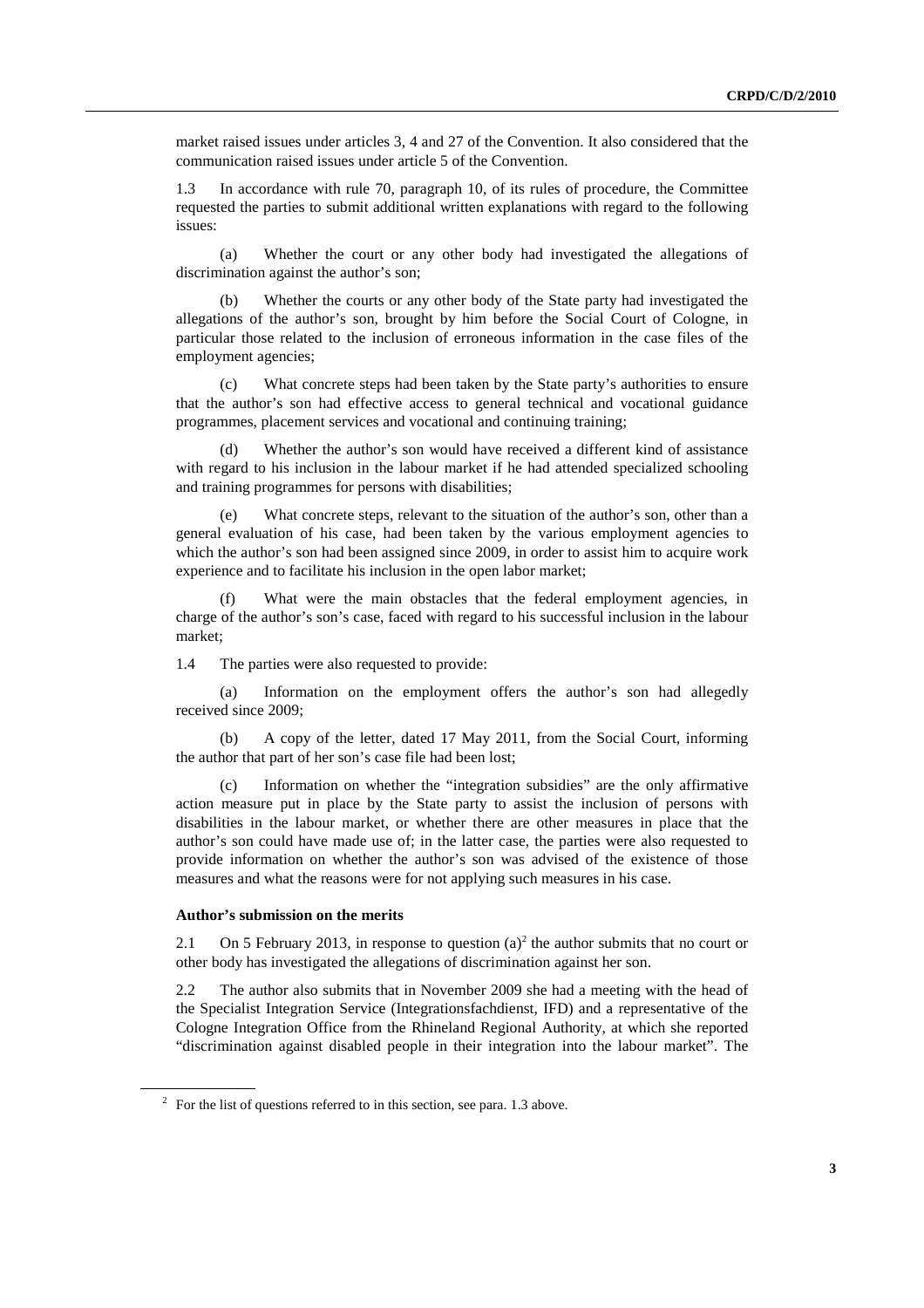market raised issues under articles 3, 4 and 27 of the Convention. It also considered that the communication raised issues under article 5 of the Convention.

1.3 In accordance with rule 70, paragraph 10, of its rules of procedure, the Committee requested the parties to submit additional written explanations with regard to the following issues:

(a) Whether the court or any other body had investigated the allegations of discrimination against the author's son;

(b) Whether the courts or any other body of the State party had investigated the allegations of the author's son, brought by him before the Social Court of Cologne, in particular those related to the inclusion of erroneous information in the case files of the employment agencies;

(c) What concrete steps had been taken by the State party's authorities to ensure that the author's son had effective access to general technical and vocational guidance programmes, placement services and vocational and continuing training;

(d) Whether the author's son would have received a different kind of assistance with regard to his inclusion in the labour market if he had attended specialized schooling and training programmes for persons with disabilities;

(e) What concrete steps, relevant to the situation of the author's son, other than a general evaluation of his case, had been taken by the various employment agencies to which the author's son had been assigned since 2009, in order to assist him to acquire work experience and to facilitate his inclusion in the open labor market;

(f) What were the main obstacles that the federal employment agencies, in charge of the author's son's case, faced with regard to his successful inclusion in the labour market;

1.4 The parties were also requested to provide:

(a) Information on the employment offers the author's son had allegedly received since 2009;

(b) A copy of the letter, dated 17 May 2011, from the Social Court, informing the author that part of her son's case file had been lost;

(c) Information on whether the "integration subsidies" are the only affirmative action measure put in place by the State party to assist the inclusion of persons with disabilities in the labour market, or whether there are other measures in place that the author's son could have made use of; in the latter case, the parties were also requested to provide information on whether the author's son was advised of the existence of those measures and what the reasons were for not applying such measures in his case.

### Author's submission on the merits

2.1 On 5 February 2013, in response to question (a)[2] the author submits that no court or other body has investigated the allegations of discrimination against her son.

2.2 The author also submits that in November 2009 she had a meeting with the head of the Specialist Integration Service (Integrationsfachdienst, IFD) and a representative of the Cologne Integration Office from the Rhineland Regional Authority, at which she reported "discrimination against disabled people in their integration into the labour market". The

[2] For the list of questions referred to in this section, see para. 1.3 above.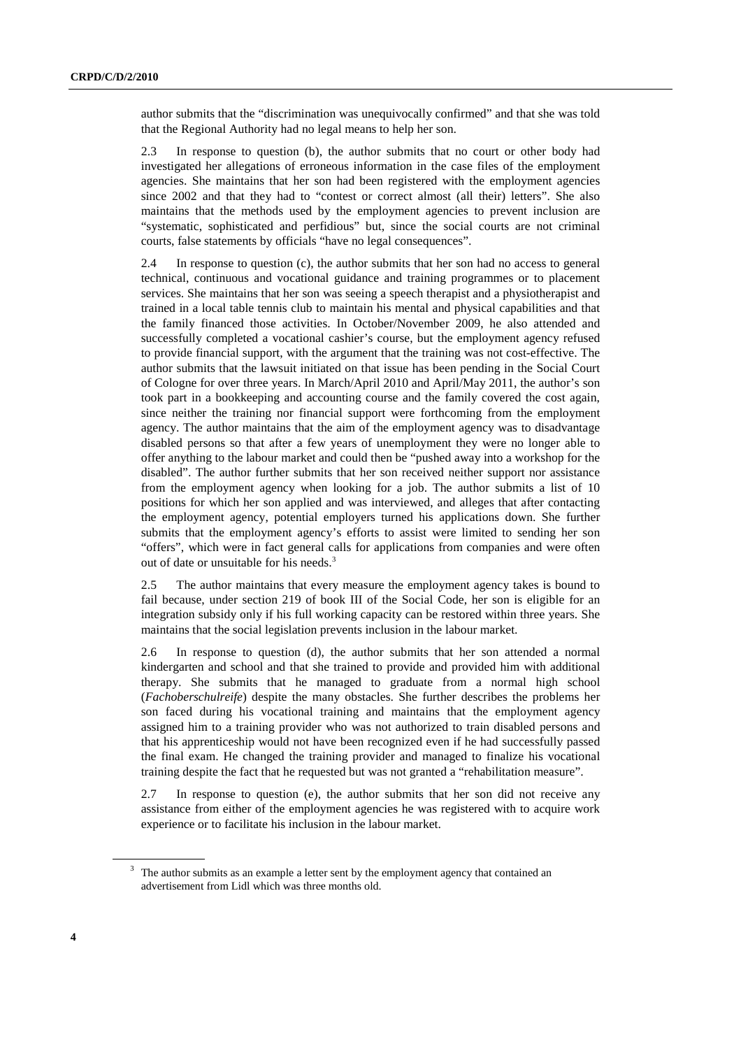author submits that the "discrimination was unequivocally confirmed" and that she was told that the Regional Authority had no legal means to help her son.

2.3 In response to question (b), the author submits that no court or other body had investigated her allegations of erroneous information in the case files of the employment agencies. She maintains that her son had been registered with the employment agencies since 2002 and that they had to "contest or correct almost (all their) letters". She also maintains that the methods used by the employment agencies to prevent inclusion are "systematic, sophisticated and perfidious" but, since the social courts are not criminal courts, false statements by officials "have no legal consequences".

2.4 In response to question (c), the author submits that her son had no access to general technical, continuous and vocational guidance and training programmes or to placement services. She maintains that her son was seeing a speech therapist and a physiotherapist and trained in a local table tennis club to maintain his mental and physical capabilities and that the family financed those activities. In October/November 2009, he also attended and successfully completed a vocational cashier's course, but the employment agency refused to provide financial support, with the argument that the training was not cost-effective. The author submits that the lawsuit initiated on that issue has been pending in the Social Court of Cologne for over three years. In March/April 2010 and April/May 2011, the author's son took part in a bookkeeping and accounting course and the family covered the cost again, since neither the training nor financial support were forthcoming from the employment agency. The author maintains that the aim of the employment agency was to disadvantage disabled persons so that after a few years of unemployment they were no longer able to offer anything to the labour market and could then be "pushed away into a workshop for the disabled". The author further submits that her son received neither support nor assistance from the employment agency when looking for a job. The author submits a list of 10 positions for which her son applied and was interviewed, and alleges that after contacting the employment agency, potential employers turned his applications down. She further submits that the employment agency's efforts to assist were limited to sending her son "offers", which were in fact general calls for applications from companies and were often out of date or unsuitable for his needs.[3]

2.5 The author maintains that every measure the employment agency takes is bound to fail because, under section 219 of book III of the Social Code, her son is eligible for an integration subsidy only if his full working capacity can be restored within three years. She maintains that the social legislation prevents inclusion in the labour market.

2.6 In response to question (d), the author submits that her son attended a normal kindergarten and school and that she trained to provide and provided him with additional therapy. She submits that he managed to graduate from a normal high school (*Fachoberschulreife*) despite the many obstacles. She further describes the problems her son faced during his vocational training and maintains that the employment agency assigned him to a training provider who was not authorized to train disabled persons and that his apprenticeship would not have been recognized even if he had successfully passed the final exam. He changed the training provider and managed to finalize his vocational training despite the fact that he requested but was not granted a "rehabilitation measure".

2.7 In response to question (e), the author submits that her son did not receive any assistance from either of the employment agencies he was registered with to acquire work experience or to facilitate his inclusion in the labour market.

---

[3] The author submits as an example a letter sent by the employment agency that contained an advertisement from Lidl which was three months old.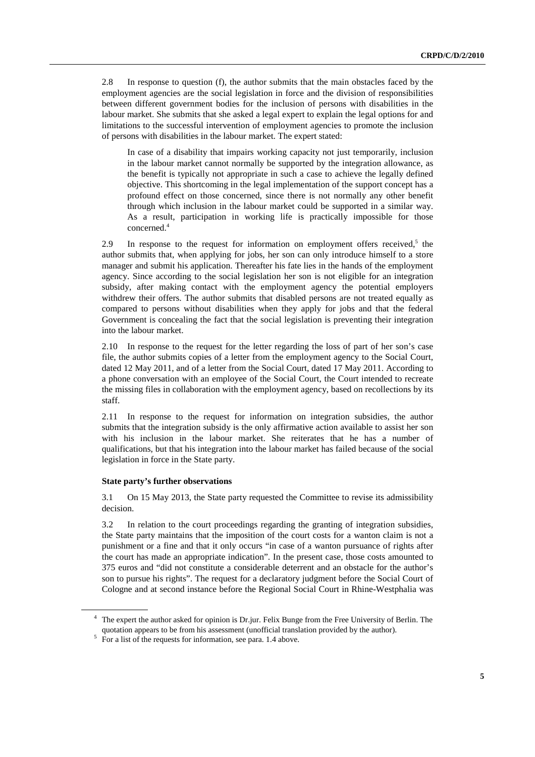2.8 In response to question (f), the author submits that the main obstacles faced by the employment agencies are the social legislation in force and the division of responsibilities between different government bodies for the inclusion of persons with disabilities in the labour market. She submits that she asked a legal expert to explain the legal options for and limitations to the successful intervention of employment agencies to promote the inclusion of persons with disabilities in the labour market. The expert stated:

> In case of a disability that impairs working capacity not just temporarily, inclusion in the labour market cannot normally be supported by the integration allowance, as the benefit is typically not appropriate in such a case to achieve the legally defined objective. This shortcoming in the legal implementation of the support concept has a profound effect on those concerned, since there is not normally any other benefit through which inclusion in the labour market could be supported in a similar way. As a result, participation in working life is practically impossible for those concerned.[4]

2.9 In response to the request for information on employment offers received,[5] the author submits that, when applying for jobs, her son can only introduce himself to a store manager and submit his application. Thereafter his fate lies in the hands of the employment agency. Since according to the social legislation her son is not eligible for an integration subsidy, after making contact with the employment agency the potential employers withdrew their offers. The author submits that disabled persons are not treated equally as compared to persons without disabilities when they apply for jobs and that the federal Government is concealing the fact that the social legislation is preventing their integration into the labour market.

2.10 In response to the request for the letter regarding the loss of part of her son's case file, the author submits copies of a letter from the employment agency to the Social Court, dated 12 May 2011, and of a letter from the Social Court, dated 17 May 2011. According to a phone conversation with an employee of the Social Court, the Court intended to recreate the missing files in collaboration with the employment agency, based on recollections by its staff.

2.11 In response to the request for information on integration subsidies, the author submits that the integration subsidy is the only affirmative action available to assist her son with his inclusion in the labour market. She reiterates that he has a number of qualifications, but that his integration into the labour market has failed because of the social legislation in force in the State party.

**State party's further observations**

3.1 On 15 May 2013, the State party requested the Committee to revise its admissibility decision.

3.2 In relation to the court proceedings regarding the granting of integration subsidies, the State party maintains that the imposition of the court costs for a wanton claim is not a punishment or a fine and that it only occurs "in case of a wanton pursuance of rights after the court has made an appropriate indication". In the present case, those costs amounted to 375 euros and "did not constitute a considerable deterrent and an obstacle for the author's son to pursue his rights". The request for a declaratory judgment before the Social Court of Cologne and at second instance before the Regional Social Court in Rhine-Westphalia was

---

[4] The expert the author asked for opinion is Dr.jur. Felix Bunge from the Free University of Berlin. The quotation appears to be from his assessment (unofficial translation provided by the author).

[5] For a list of the requests for information, see para. 1.4 above.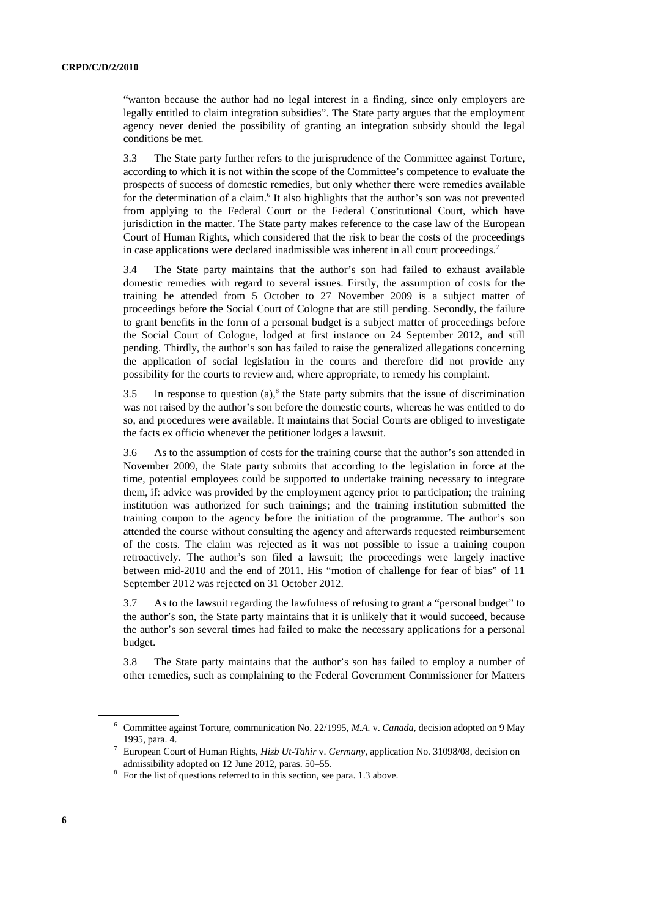"wanton because the author had no legal interest in a finding, since only employers are legally entitled to claim integration subsidies". The State party argues that the employment agency never denied the possibility of granting an integration subsidy should the legal conditions be met.

3.3 The State party further refers to the jurisprudence of the Committee against Torture, according to which it is not within the scope of the Committee's competence to evaluate the prospects of success of domestic remedies, but only whether there were remedies available for the determination of a claim.[6] It also highlights that the author's son was not prevented from applying to the Federal Court or the Federal Constitutional Court, which have jurisdiction in the matter. The State party makes reference to the case law of the European Court of Human Rights, which considered that the risk to bear the costs of the proceedings in case applications were declared inadmissible was inherent in all court proceedings.[7]

3.4 The State party maintains that the author's son had failed to exhaust available domestic remedies with regard to several issues. Firstly, the assumption of costs for the training he attended from 5 October to 27 November 2009 is a subject matter of proceedings before the Social Court of Cologne that are still pending. Secondly, the failure to grant benefits in the form of a personal budget is a subject matter of proceedings before the Social Court of Cologne, lodged at first instance on 24 September 2012, and still pending. Thirdly, the author's son has failed to raise the generalized allegations concerning the application of social legislation in the courts and therefore did not provide any possibility for the courts to review and, where appropriate, to remedy his complaint.

3.5 In response to question (a),[8] the State party submits that the issue of discrimination was not raised by the author's son before the domestic courts, whereas he was entitled to do so, and procedures were available. It maintains that Social Courts are obliged to investigate the facts ex officio whenever the petitioner lodges a lawsuit.

3.6 As to the assumption of costs for the training course that the author's son attended in November 2009, the State party submits that according to the legislation in force at the time, potential employees could be supported to undertake training necessary to integrate them, if: advice was provided by the employment agency prior to participation; the training institution was authorized for such trainings; and the training institution submitted the training coupon to the agency before the initiation of the programme. The author's son attended the course without consulting the agency and afterwards requested reimbursement of the costs. The claim was rejected as it was not possible to issue a training coupon retroactively. The author's son filed a lawsuit; the proceedings were largely inactive between mid-2010 and the end of 2011. His "motion of challenge for fear of bias" of 11 September 2012 was rejected on 31 October 2012.

3.7 As to the lawsuit regarding the lawfulness of refusing to grant a "personal budget" to the author's son, the State party maintains that it is unlikely that it would succeed, because the author's son several times had failed to make the necessary applications for a personal budget.

3.8 The State party maintains that the author's son has failed to employ a number of other remedies, such as complaining to the Federal Government Commissioner for Matters

---

[6] Committee against Torture, communication No. 22/1995, *M.A.* v. *Canada*, decision adopted on 9 May 1995, para. 4.

[7] European Court of Human Rights, *Hizb Ut-Tahir* v. *Germany*, application No. 31098/08, decision on admissibility adopted on 12 June 2012, paras. 50–55.

[8] For the list of questions referred to in this section, see para. 1.3 above.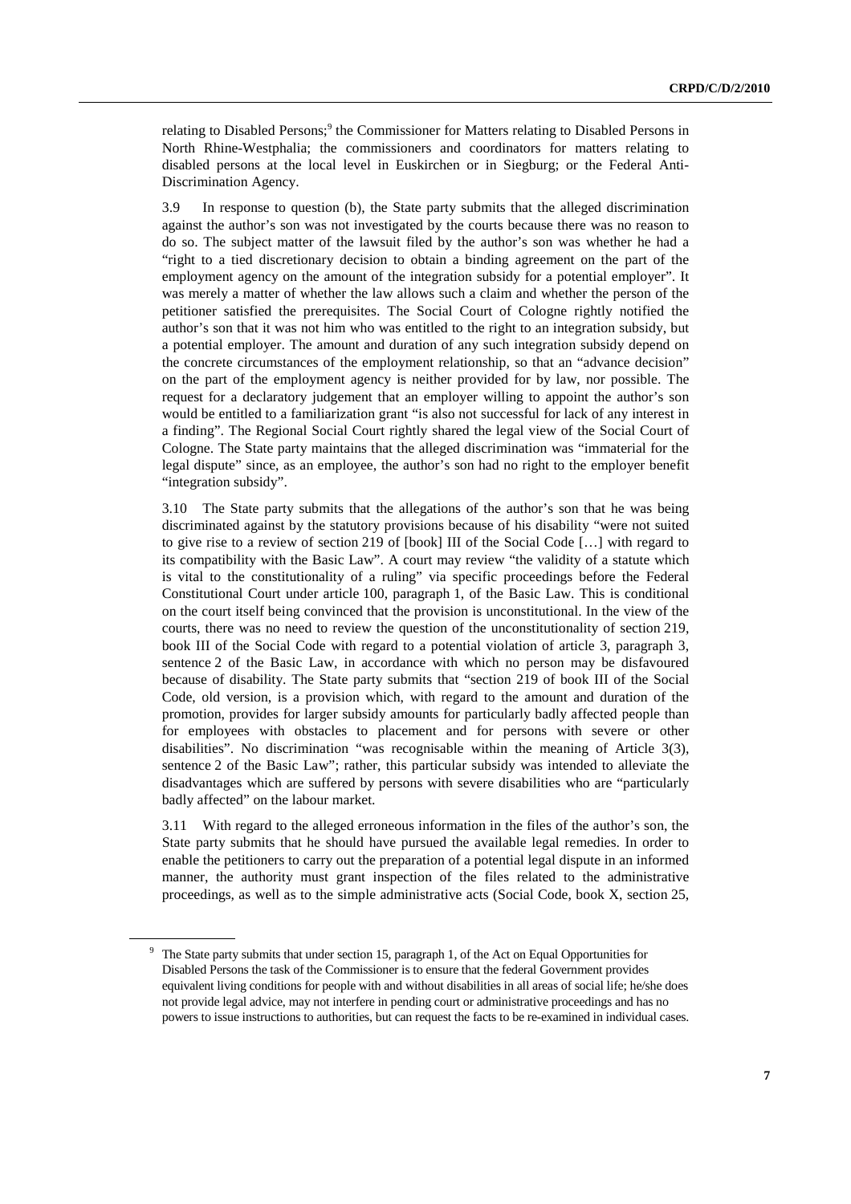relating to Disabled Persons;[9] the Commissioner for Matters relating to Disabled Persons in North Rhine-Westphalia; the commissioners and coordinators for matters relating to disabled persons at the local level in Euskirchen or in Siegburg; or the Federal Anti-Discrimination Agency.

3.9 In response to question (b), the State party submits that the alleged discrimination against the author's son was not investigated by the courts because there was no reason to do so. The subject matter of the lawsuit filed by the author's son was whether he had a "right to a tied discretionary decision to obtain a binding agreement on the part of the employment agency on the amount of the integration subsidy for a potential employer". It was merely a matter of whether the law allows such a claim and whether the person of the petitioner satisfied the prerequisites. The Social Court of Cologne rightly notified the author's son that it was not him who was entitled to the right to an integration subsidy, but a potential employer. The amount and duration of any such integration subsidy depend on the concrete circumstances of the employment relationship, so that an "advance decision" on the part of the employment agency is neither provided for by law, nor possible. The request for a declaratory judgement that an employer willing to appoint the author's son would be entitled to a familiarization grant "is also not successful for lack of any interest in a finding". The Regional Social Court rightly shared the legal view of the Social Court of Cologne. The State party maintains that the alleged discrimination was "immaterial for the legal dispute" since, as an employee, the author's son had no right to the employer benefit "integration subsidy".

3.10 The State party submits that the allegations of the author's son that he was being discriminated against by the statutory provisions because of his disability "were not suited to give rise to a review of section 219 of [book] III of the Social Code […] with regard to its compatibility with the Basic Law". A court may review "the validity of a statute which is vital to the constitutionality of a ruling" via specific proceedings before the Federal Constitutional Court under article 100, paragraph 1, of the Basic Law. This is conditional on the court itself being convinced that the provision is unconstitutional. In the view of the courts, there was no need to review the question of the unconstitutionality of section 219, book III of the Social Code with regard to a potential violation of article 3, paragraph 3, sentence 2 of the Basic Law, in accordance with which no person may be disfavoured because of disability. The State party submits that "section 219 of book III of the Social Code, old version, is a provision which, with regard to the amount and duration of the promotion, provides for larger subsidy amounts for particularly badly affected people than for employees with obstacles to placement and for persons with severe or other disabilities". No discrimination "was recognisable within the meaning of Article 3(3), sentence 2 of the Basic Law"; rather, this particular subsidy was intended to alleviate the disadvantages which are suffered by persons with severe disabilities who are "particularly badly affected" on the labour market.

3.11 With regard to the alleged erroneous information in the files of the author's son, the State party submits that he should have pursued the available legal remedies. In order to enable the petitioners to carry out the preparation of a potential legal dispute in an informed manner, the authority must grant inspection of the files related to the administrative proceedings, as well as to the simple administrative acts (Social Code, book X, section 25,

---

[9] The State party submits that under section 15, paragraph 1, of the Act on Equal Opportunities for Disabled Persons the task of the Commissioner is to ensure that the federal Government provides equivalent living conditions for people with and without disabilities in all areas of social life; he/she does not provide legal advice, may not interfere in pending court or administrative proceedings and has no powers to issue instructions to authorities, but can request the facts to be re-examined in individual cases.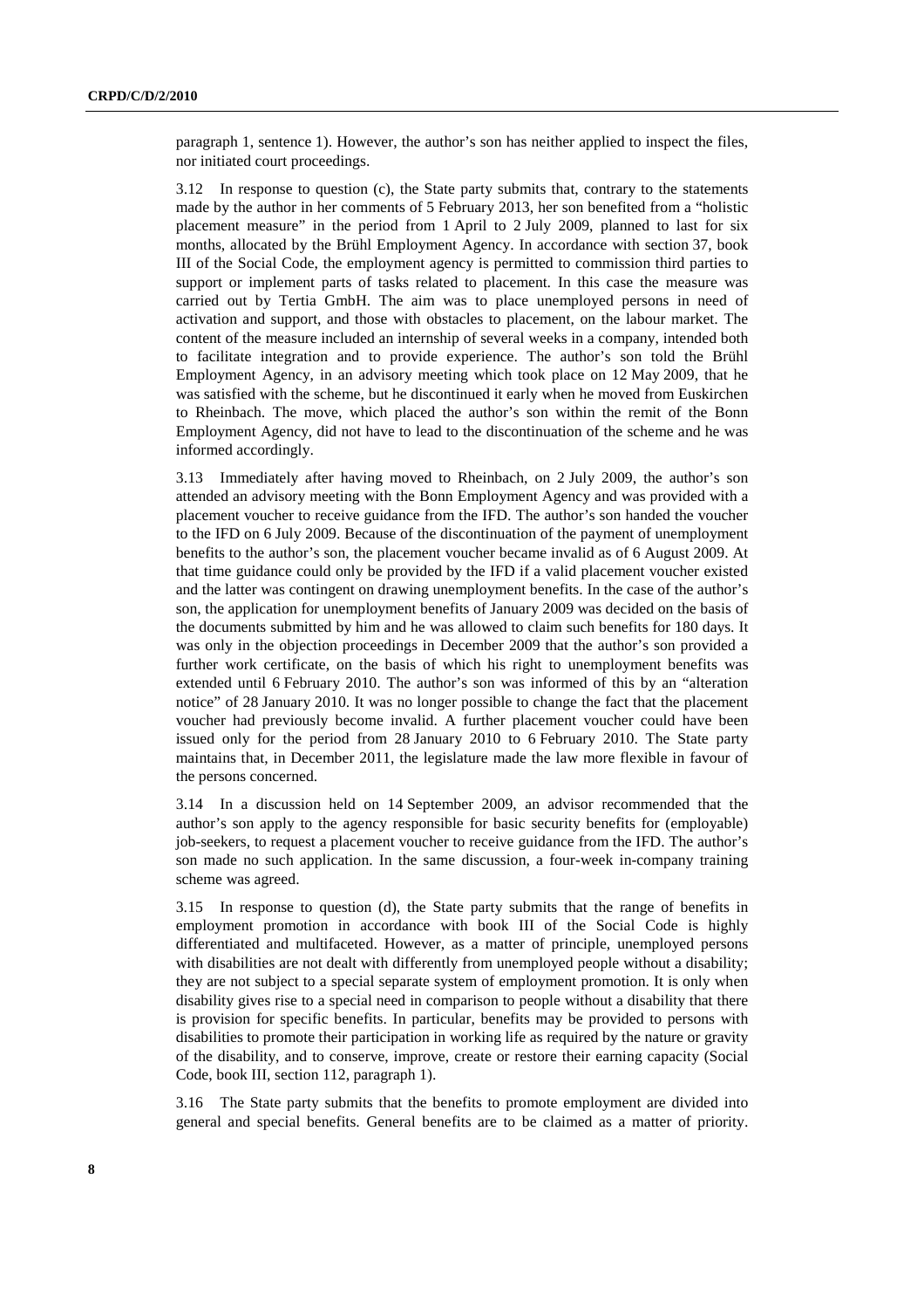paragraph 1, sentence 1). However, the author's son has neither applied to inspect the files, nor initiated court proceedings.

3.12 In response to question (c), the State party submits that, contrary to the statements made by the author in her comments of 5 February 2013, her son benefited from a "holistic placement measure" in the period from 1 April to 2 July 2009, planned to last for six months, allocated by the Brühl Employment Agency. In accordance with section 37, book III of the Social Code, the employment agency is permitted to commission third parties to support or implement parts of tasks related to placement. In this case the measure was carried out by Tertia GmbH. The aim was to place unemployed persons in need of activation and support, and those with obstacles to placement, on the labour market. The content of the measure included an internship of several weeks in a company, intended both to facilitate integration and to provide experience. The author's son told the Brühl Employment Agency, in an advisory meeting which took place on 12 May 2009, that he was satisfied with the scheme, but he discontinued it early when he moved from Euskirchen to Rheinbach. The move, which placed the author's son within the remit of the Bonn Employment Agency, did not have to lead to the discontinuation of the scheme and he was informed accordingly.

3.13 Immediately after having moved to Rheinbach, on 2 July 2009, the author's son attended an advisory meeting with the Bonn Employment Agency and was provided with a placement voucher to receive guidance from the IFD. The author's son handed the voucher to the IFD on 6 July 2009. Because of the discontinuation of the payment of unemployment benefits to the author's son, the placement voucher became invalid as of 6 August 2009. At that time guidance could only be provided by the IFD if a valid placement voucher existed and the latter was contingent on drawing unemployment benefits. In the case of the author's son, the application for unemployment benefits of January 2009 was decided on the basis of the documents submitted by him and he was allowed to claim such benefits for 180 days. It was only in the objection proceedings in December 2009 that the author's son provided a further work certificate, on the basis of which his right to unemployment benefits was extended until 6 February 2010. The author's son was informed of this by an "alteration notice" of 28 January 2010. It was no longer possible to change the fact that the placement voucher had previously become invalid. A further placement voucher could have been issued only for the period from 28 January 2010 to 6 February 2010. The State party maintains that, in December 2011, the legislature made the law more flexible in favour of the persons concerned.

3.14 In a discussion held on 14 September 2009, an advisor recommended that the author's son apply to the agency responsible for basic security benefits for (employable) job-seekers, to request a placement voucher to receive guidance from the IFD. The author's son made no such application. In the same discussion, a four-week in-company training scheme was agreed.

3.15 In response to question (d), the State party submits that the range of benefits in employment promotion in accordance with book III of the Social Code is highly differentiated and multifaceted. However, as a matter of principle, unemployed persons with disabilities are not dealt with differently from unemployed people without a disability; they are not subject to a special separate system of employment promotion. It is only when disability gives rise to a special need in comparison to people without a disability that there is provision for specific benefits. In particular, benefits may be provided to persons with disabilities to promote their participation in working life as required by the nature or gravity of the disability, and to conserve, improve, create or restore their earning capacity (Social Code, book III, section 112, paragraph 1).

3.16 The State party submits that the benefits to promote employment are divided into general and special benefits. General benefits are to be claimed as a matter of priority.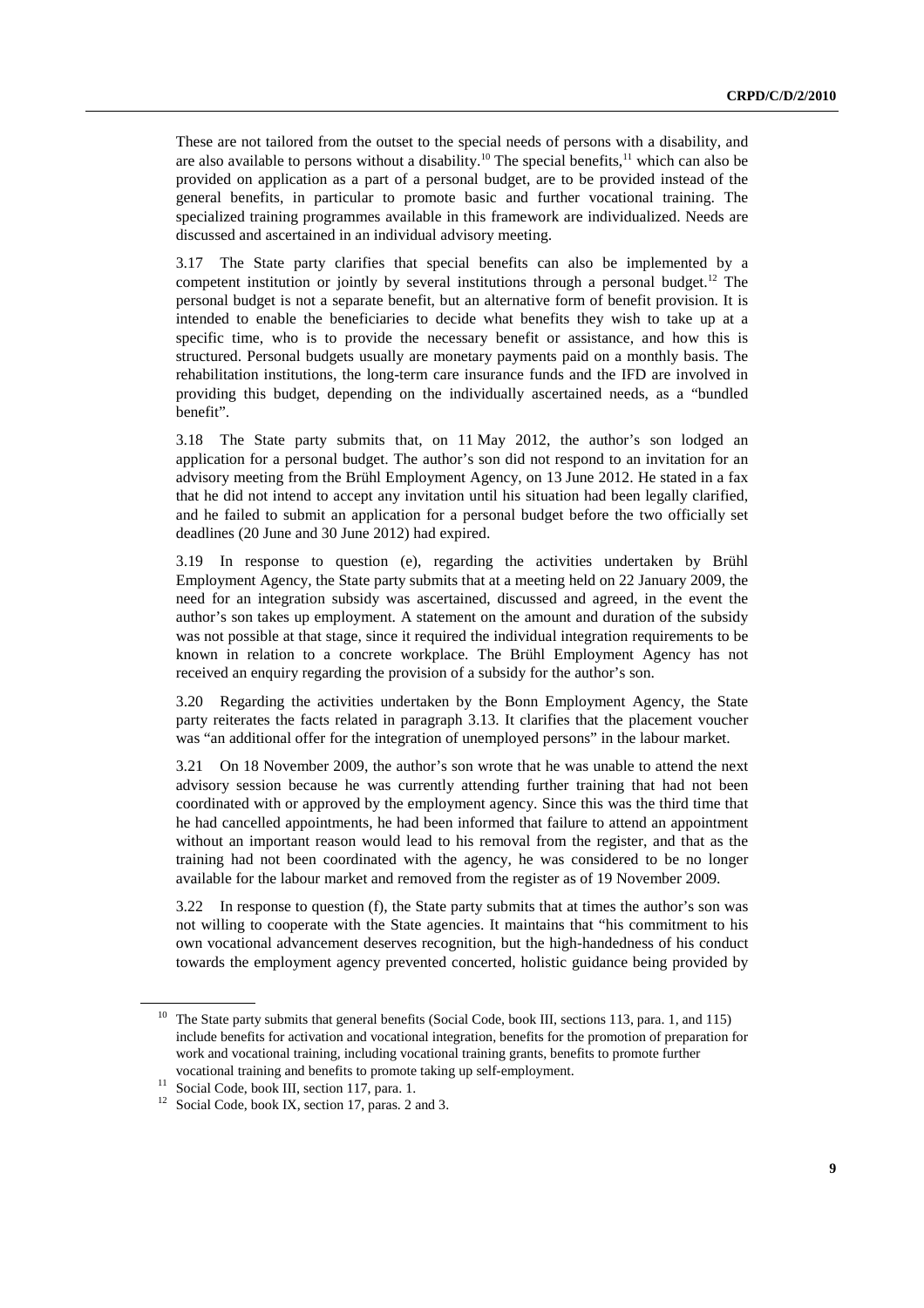These are not tailored from the outset to the special needs of persons with a disability, and are also available to persons without a disability.[10] The special benefits,[11] which can also be provided on application as a part of a personal budget, are to be provided instead of the general benefits, in particular to promote basic and further vocational training. The specialized training programmes available in this framework are individualized. Needs are discussed and ascertained in an individual advisory meeting.

3.17 The State party clarifies that special benefits can also be implemented by a competent institution or jointly by several institutions through a personal budget.[12] The personal budget is not a separate benefit, but an alternative form of benefit provision. It is intended to enable the beneficiaries to decide what benefits they wish to take up at a specific time, who is to provide the necessary benefit or assistance, and how this is structured. Personal budgets usually are monetary payments paid on a monthly basis. The rehabilitation institutions, the long-term care insurance funds and the IFD are involved in providing this budget, depending on the individually ascertained needs, as a "bundled benefit".

3.18 The State party submits that, on 11 May 2012, the author's son lodged an application for a personal budget. The author's son did not respond to an invitation for an advisory meeting from the Brühl Employment Agency, on 13 June 2012. He stated in a fax that he did not intend to accept any invitation until his situation had been legally clarified, and he failed to submit an application for a personal budget before the two officially set deadlines (20 June and 30 June 2012) had expired.

3.19 In response to question (e), regarding the activities undertaken by Brühl Employment Agency, the State party submits that at a meeting held on 22 January 2009, the need for an integration subsidy was ascertained, discussed and agreed, in the event the author's son takes up employment. A statement on the amount and duration of the subsidy was not possible at that stage, since it required the individual integration requirements to be known in relation to a concrete workplace. The Brühl Employment Agency has not received an enquiry regarding the provision of a subsidy for the author's son.

3.20 Regarding the activities undertaken by the Bonn Employment Agency, the State party reiterates the facts related in paragraph 3.13. It clarifies that the placement voucher was "an additional offer for the integration of unemployed persons" in the labour market.

3.21 On 18 November 2009, the author's son wrote that he was unable to attend the next advisory session because he was currently attending further training that had not been coordinated with or approved by the employment agency. Since this was the third time that he had cancelled appointments, he had been informed that failure to attend an appointment without an important reason would lead to his removal from the register, and that as the training had not been coordinated with the agency, he was considered to be no longer available for the labour market and removed from the register as of 19 November 2009.

3.22 In response to question (f), the State party submits that at times the author's son was not willing to cooperate with the State agencies. It maintains that "his commitment to his own vocational advancement deserves recognition, but the high-handedness of his conduct towards the employment agency prevented concerted, holistic guidance being provided by

---

[10] The State party submits that general benefits (Social Code, book III, sections 113, para. 1, and 115) include benefits for activation and vocational integration, benefits for the promotion of preparation for work and vocational training, including vocational training grants, benefits to promote further vocational training and benefits to promote taking up self-employment.

[11] Social Code, book III, section 117, para. 1.

[12] Social Code, book IX, section 17, paras. 2 and 3.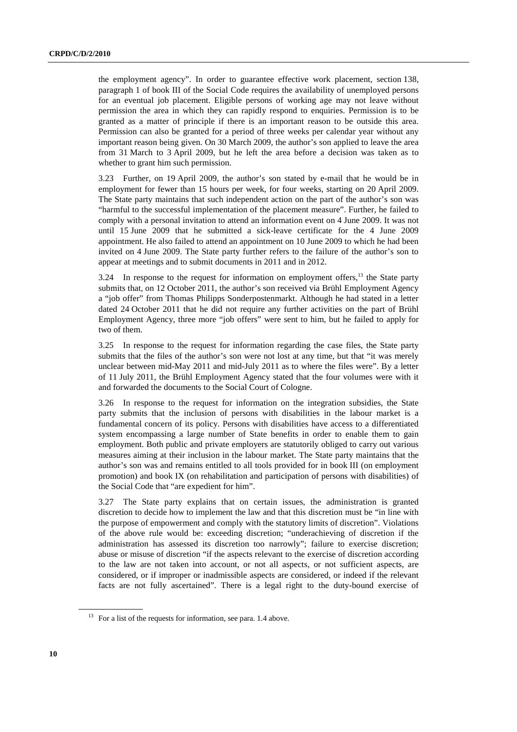the employment agency". In order to guarantee effective work placement, section 138, paragraph 1 of book III of the Social Code requires the availability of unemployed persons for an eventual job placement. Eligible persons of working age may not leave without permission the area in which they can rapidly respond to enquiries. Permission is to be granted as a matter of principle if there is an important reason to be outside this area. Permission can also be granted for a period of three weeks per calendar year without any important reason being given. On 30 March 2009, the author's son applied to leave the area from 31 March to 3 April 2009, but he left the area before a decision was taken as to whether to grant him such permission.

3.23 Further, on 19 April 2009, the author's son stated by e-mail that he would be in employment for fewer than 15 hours per week, for four weeks, starting on 20 April 2009. The State party maintains that such independent action on the part of the author's son was "harmful to the successful implementation of the placement measure". Further, he failed to comply with a personal invitation to attend an information event on 4 June 2009. It was not until 15 June 2009 that he submitted a sick-leave certificate for the 4 June 2009 appointment. He also failed to attend an appointment on 10 June 2009 to which he had been invited on 4 June 2009. The State party further refers to the failure of the author's son to appear at meetings and to submit documents in 2011 and in 2012.

3.24 In response to the request for information on employment offers,[13] the State party submits that, on 12 October 2011, the author's son received via Brühl Employment Agency a "job offer" from Thomas Philipps Sonderpostenmarkt. Although he had stated in a letter dated 24 October 2011 that he did not require any further activities on the part of Brühl Employment Agency, three more "job offers" were sent to him, but he failed to apply for two of them.

3.25 In response to the request for information regarding the case files, the State party submits that the files of the author's son were not lost at any time, but that "it was merely unclear between mid-May 2011 and mid-July 2011 as to where the files were". By a letter of 11 July 2011, the Brühl Employment Agency stated that the four volumes were with it and forwarded the documents to the Social Court of Cologne.

3.26 In response to the request for information on the integration subsidies, the State party submits that the inclusion of persons with disabilities in the labour market is a fundamental concern of its policy. Persons with disabilities have access to a differentiated system encompassing a large number of State benefits in order to enable them to gain employment. Both public and private employers are statutorily obliged to carry out various measures aiming at their inclusion in the labour market. The State party maintains that the author's son was and remains entitled to all tools provided for in book III (on employment promotion) and book IX (on rehabilitation and participation of persons with disabilities) of the Social Code that "are expedient for him".

3.27 The State party explains that on certain issues, the administration is granted discretion to decide how to implement the law and that this discretion must be "in line with the purpose of empowerment and comply with the statutory limits of discretion". Violations of the above rule would be: exceeding discretion; "underachieving of discretion if the administration has assessed its discretion too narrowly"; failure to exercise discretion; abuse or misuse of discretion "if the aspects relevant to the exercise of discretion according to the law are not taken into account, or not all aspects, or not sufficient aspects, are considered, or if improper or inadmissible aspects are considered, or indeed if the relevant facts are not fully ascertained". There is a legal right to the duty-bound exercise of

[13] For a list of the requests for information, see para. 1.4 above.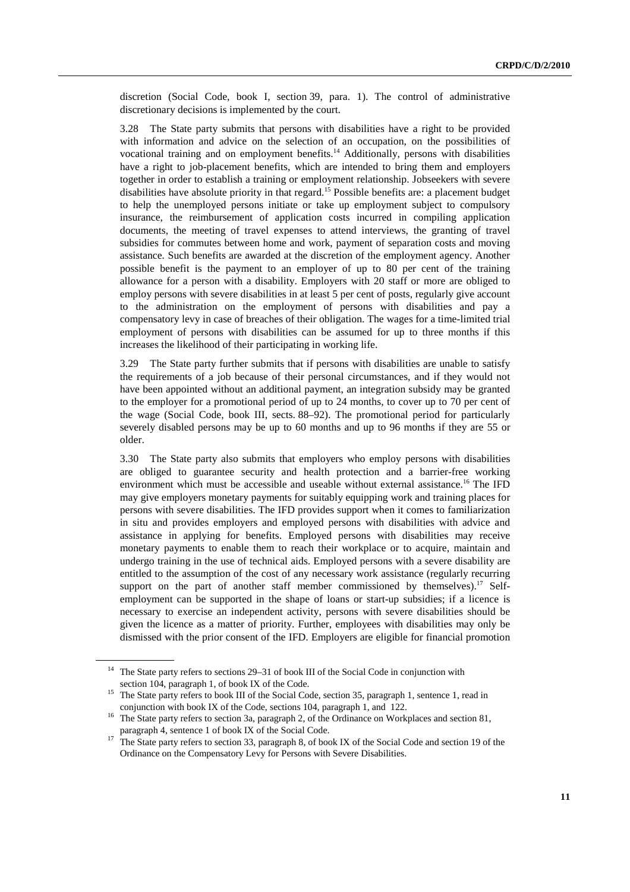discretion (Social Code, book I, section 39, para. 1). The control of administrative discretionary decisions is implemented by the court.

3.28 The State party submits that persons with disabilities have a right to be provided with information and advice on the selection of an occupation, on the possibilities of vocational training and on employment benefits.[14] Additionally, persons with disabilities have a right to job-placement benefits, which are intended to bring them and employers together in order to establish a training or employment relationship. Jobseekers with severe disabilities have absolute priority in that regard.[15] Possible benefits are: a placement budget to help the unemployed persons initiate or take up employment subject to compulsory insurance, the reimbursement of application costs incurred in compiling application documents, the meeting of travel expenses to attend interviews, the granting of travel subsidies for commutes between home and work, payment of separation costs and moving assistance. Such benefits are awarded at the discretion of the employment agency. Another possible benefit is the payment to an employer of up to 80 per cent of the training allowance for a person with a disability. Employers with 20 staff or more are obliged to employ persons with severe disabilities in at least 5 per cent of posts, regularly give account to the administration on the employment of persons with disabilities and pay a compensatory levy in case of breaches of their obligation. The wages for a time-limited trial employment of persons with disabilities can be assumed for up to three months if this increases the likelihood of their participating in working life.

3.29 The State party further submits that if persons with disabilities are unable to satisfy the requirements of a job because of their personal circumstances, and if they would not have been appointed without an additional payment, an integration subsidy may be granted to the employer for a promotional period of up to 24 months, to cover up to 70 per cent of the wage (Social Code, book III, sects. 88–92). The promotional period for particularly severely disabled persons may be up to 60 months and up to 96 months if they are 55 or older.

3.30 The State party also submits that employers who employ persons with disabilities are obliged to guarantee security and health protection and a barrier-free working environment which must be accessible and useable without external assistance.[16] The IFD may give employers monetary payments for suitably equipping work and training places for persons with severe disabilities. The IFD provides support when it comes to familiarization in situ and provides employers and employed persons with disabilities with advice and assistance in applying for benefits. Employed persons with disabilities may receive monetary payments to enable them to reach their workplace or to acquire, maintain and undergo training in the use of technical aids. Employed persons with a severe disability are entitled to the assumption of the cost of any necessary work assistance (regularly recurring support on the part of another staff member commissioned by themselves).[17] Self-employment can be supported in the shape of loans or start-up subsidies; if a licence is necessary to exercise an independent activity, persons with severe disabilities should be given the licence as a matter of priority. Further, employees with disabilities may only be dismissed with the prior consent of the IFD. Employers are eligible for financial promotion

---

[14] The State party refers to sections 29–31 of book III of the Social Code in conjunction with section 104, paragraph 1, of book IX of the Code.

[15] The State party refers to book III of the Social Code, section 35, paragraph 1, sentence 1, read in conjunction with book IX of the Code, sections 104, paragraph 1, and 122.

[16] The State party refers to section 3a, paragraph 2, of the Ordinance on Workplaces and section 81, paragraph 4, sentence 1 of book IX of the Social Code.

[17] The State party refers to section 33, paragraph 8, of book IX of the Social Code and section 19 of the Ordinance on the Compensatory Levy for Persons with Severe Disabilities.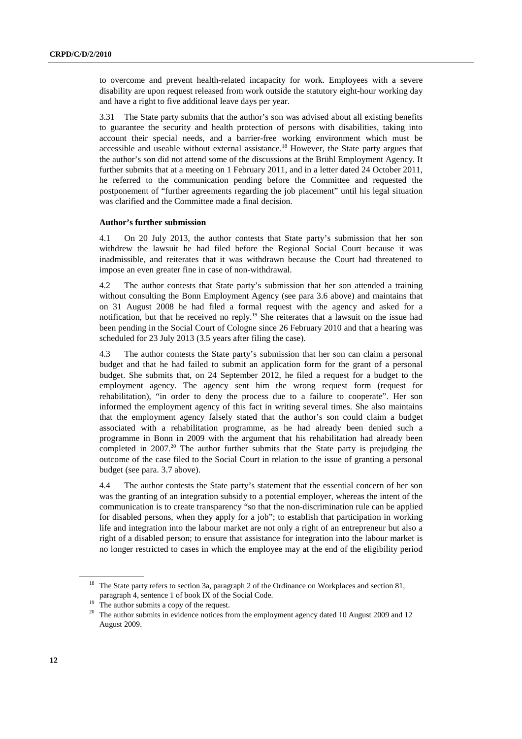to overcome and prevent health-related incapacity for work. Employees with a severe disability are upon request released from work outside the statutory eight-hour working day and have a right to five additional leave days per year.

3.31 The State party submits that the author's son was advised about all existing benefits to guarantee the security and health protection of persons with disabilities, taking into account their special needs, and a barrier-free working environment which must be accessible and useable without external assistance.[18] However, the State party argues that the author's son did not attend some of the discussions at the Brühl Employment Agency. It further submits that at a meeting on 1 February 2011, and in a letter dated 24 October 2011, he referred to the communication pending before the Committee and requested the postponement of "further agreements regarding the job placement" until his legal situation was clarified and the Committee made a final decision.

### Author's further submission

4.1 On 20 July 2013, the author contests that State party's submission that her son withdrew the lawsuit he had filed before the Regional Social Court because it was inadmissible, and reiterates that it was withdrawn because the Court had threatened to impose an even greater fine in case of non-withdrawal.

4.2 The author contests that State party's submission that her son attended a training without consulting the Bonn Employment Agency (see para 3.6 above) and maintains that on 31 August 2008 he had filed a formal request with the agency and asked for a notification, but that he received no reply.[19] She reiterates that a lawsuit on the issue had been pending in the Social Court of Cologne since 26 February 2010 and that a hearing was scheduled for 23 July 2013 (3.5 years after filing the case).

4.3 The author contests the State party's submission that her son can claim a personal budget and that he had failed to submit an application form for the grant of a personal budget. She submits that, on 24 September 2012, he filed a request for a budget to the employment agency. The agency sent him the wrong request form (request for rehabilitation), "in order to deny the process due to a failure to cooperate". Her son informed the employment agency of this fact in writing several times. She also maintains that the employment agency falsely stated that the author's son could claim a budget associated with a rehabilitation programme, as he had already been denied such a programme in Bonn in 2009 with the argument that his rehabilitation had already been completed in 2007.[20] The author further submits that the State party is prejudging the outcome of the case filed to the Social Court in relation to the issue of granting a personal budget (see para. 3.7 above).

4.4 The author contests the State party's statement that the essential concern of her son was the granting of an integration subsidy to a potential employer, whereas the intent of the communication is to create transparency "so that the non-discrimination rule can be applied for disabled persons, when they apply for a job"; to establish that participation in working life and integration into the labour market are not only a right of an entrepreneur but also a right of a disabled person; to ensure that assistance for integration into the labour market is no longer restricted to cases in which the employee may at the end of the eligibility period

---

[18] The State party refers to section 3a, paragraph 2 of the Ordinance on Workplaces and section 81, paragraph 4, sentence 1 of book IX of the Social Code.

[19] The author submits a copy of the request.

[20] The author submits in evidence notices from the employment agency dated 10 August 2009 and 12 August 2009.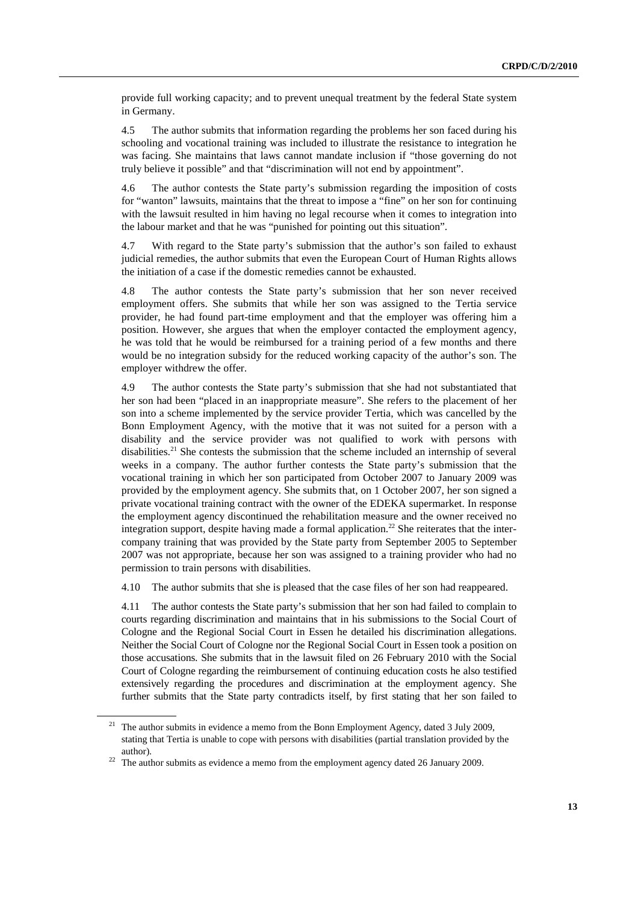provide full working capacity; and to prevent unequal treatment by the federal State system in Germany.

4.5 The author submits that information regarding the problems her son faced during his schooling and vocational training was included to illustrate the resistance to integration he was facing. She maintains that laws cannot mandate inclusion if "those governing do not truly believe it possible" and that "discrimination will not end by appointment".

4.6 The author contests the State party's submission regarding the imposition of costs for "wanton" lawsuits, maintains that the threat to impose a "fine" on her son for continuing with the lawsuit resulted in him having no legal recourse when it comes to integration into the labour market and that he was "punished for pointing out this situation".

4.7 With regard to the State party's submission that the author's son failed to exhaust judicial remedies, the author submits that even the European Court of Human Rights allows the initiation of a case if the domestic remedies cannot be exhausted.

4.8 The author contests the State party's submission that her son never received employment offers. She submits that while her son was assigned to the Tertia service provider, he had found part-time employment and that the employer was offering him a position. However, she argues that when the employer contacted the employment agency, he was told that he would be reimbursed for a training period of a few months and there would be no integration subsidy for the reduced working capacity of the author's son. The employer withdrew the offer.

4.9 The author contests the State party's submission that she had not substantiated that her son had been "placed in an inappropriate measure". She refers to the placement of her son into a scheme implemented by the service provider Tertia, which was cancelled by the Bonn Employment Agency, with the motive that it was not suited for a person with a disability and the service provider was not qualified to work with persons with disabilities.[21] She contests the submission that the scheme included an internship of several weeks in a company. The author further contests the State party's submission that the vocational training in which her son participated from October 2007 to January 2009 was provided by the employment agency. She submits that, on 1 October 2007, her son signed a private vocational training contract with the owner of the EDEKA supermarket. In response the employment agency discontinued the rehabilitation measure and the owner received no integration support, despite having made a formal application.[22] She reiterates that the inter-company training that was provided by the State party from September 2005 to September 2007 was not appropriate, because her son was assigned to a training provider who had no permission to train persons with disabilities.

4.10 The author submits that she is pleased that the case files of her son had reappeared.

4.11 The author contests the State party's submission that her son had failed to complain to courts regarding discrimination and maintains that in his submissions to the Social Court of Cologne and the Regional Social Court in Essen he detailed his discrimination allegations. Neither the Social Court of Cologne nor the Regional Social Court in Essen took a position on those accusations. She submits that in the lawsuit filed on 26 February 2010 with the Social Court of Cologne regarding the reimbursement of continuing education costs he also testified extensively regarding the procedures and discrimination at the employment agency. She further submits that the State party contradicts itself, by first stating that her son failed to

[21] The author submits in evidence a memo from the Bonn Employment Agency, dated 3 July 2009, stating that Tertia is unable to cope with persons with disabilities (partial translation provided by the author).

[22] The author submits as evidence a memo from the employment agency dated 26 January 2009.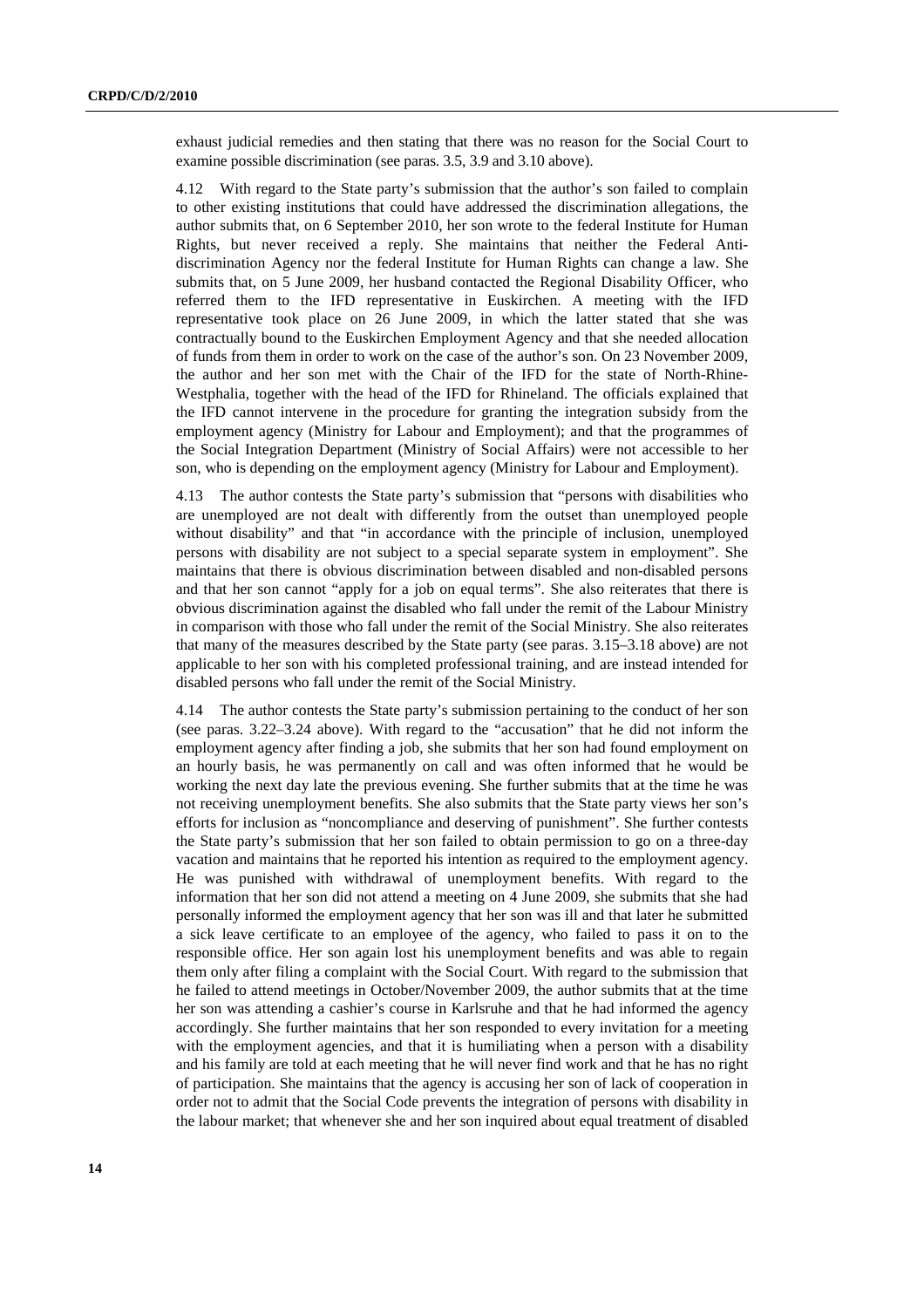exhaust judicial remedies and then stating that there was no reason for the Social Court to examine possible discrimination (see paras. 3.5, 3.9 and 3.10 above).

4.12 With regard to the State party's submission that the author's son failed to complain to other existing institutions that could have addressed the discrimination allegations, the author submits that, on 6 September 2010, her son wrote to the federal Institute for Human Rights, but never received a reply. She maintains that neither the Federal Anti-discrimination Agency nor the federal Institute for Human Rights can change a law. She submits that, on 5 June 2009, her husband contacted the Regional Disability Officer, who referred them to the IFD representative in Euskirchen. A meeting with the IFD representative took place on 26 June 2009, in which the latter stated that she was contractually bound to the Euskirchen Employment Agency and that she needed allocation of funds from them in order to work on the case of the author's son. On 23 November 2009, the author and her son met with the Chair of the IFD for the state of North-Rhine-Westphalia, together with the head of the IFD for Rhineland. The officials explained that the IFD cannot intervene in the procedure for granting the integration subsidy from the employment agency (Ministry for Labour and Employment); and that the programmes of the Social Integration Department (Ministry of Social Affairs) were not accessible to her son, who is depending on the employment agency (Ministry for Labour and Employment).

4.13 The author contests the State party's submission that "persons with disabilities who are unemployed are not dealt with differently from the outset than unemployed people without disability" and that "in accordance with the principle of inclusion, unemployed persons with disability are not subject to a special separate system in employment". She maintains that there is obvious discrimination between disabled and non-disabled persons and that her son cannot "apply for a job on equal terms". She also reiterates that there is obvious discrimination against the disabled who fall under the remit of the Labour Ministry in comparison with those who fall under the remit of the Social Ministry. She also reiterates that many of the measures described by the State party (see paras. 3.15–3.18 above) are not applicable to her son with his completed professional training, and are instead intended for disabled persons who fall under the remit of the Social Ministry.

4.14 The author contests the State party's submission pertaining to the conduct of her son (see paras. 3.22–3.24 above). With regard to the "accusation" that he did not inform the employment agency after finding a job, she submits that her son had found employment on an hourly basis, he was permanently on call and was often informed that he would be working the next day late the previous evening. She further submits that at the time he was not receiving unemployment benefits. She also submits that the State party views her son's efforts for inclusion as "noncompliance and deserving of punishment". She further contests the State party's submission that her son failed to obtain permission to go on a three-day vacation and maintains that he reported his intention as required to the employment agency. He was punished with withdrawal of unemployment benefits. With regard to the information that her son did not attend a meeting on 4 June 2009, she submits that she had personally informed the employment agency that her son was ill and that later he submitted a sick leave certificate to an employee of the agency, who failed to pass it on to the responsible office. Her son again lost his unemployment benefits and was able to regain them only after filing a complaint with the Social Court. With regard to the submission that he failed to attend meetings in October/November 2009, the author submits that at the time her son was attending a cashier's course in Karlsruhe and that he had informed the agency accordingly. She further maintains that her son responded to every invitation for a meeting with the employment agencies, and that it is humiliating when a person with a disability and his family are told at each meeting that he will never find work and that he has no right of participation. She maintains that the agency is accusing her son of lack of cooperation in order not to admit that the Social Code prevents the integration of persons with disability in the labour market; that whenever she and her son inquired about equal treatment of disabled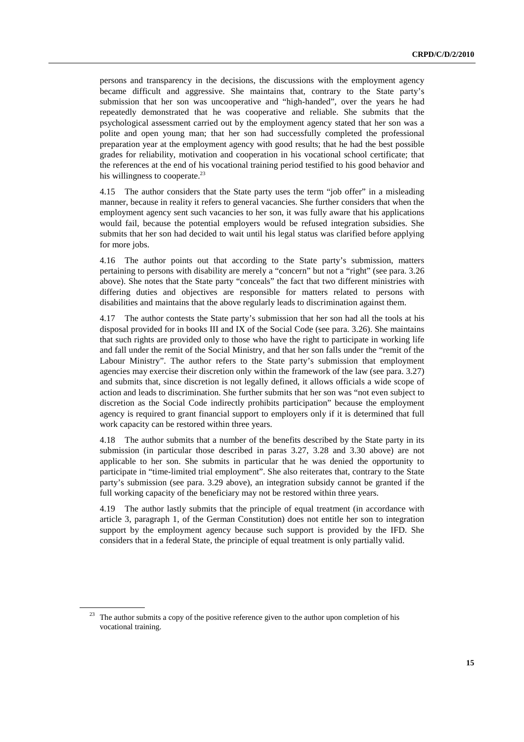persons and transparency in the decisions, the discussions with the employment agency became difficult and aggressive. She maintains that, contrary to the State party's submission that her son was uncooperative and "high-handed", over the years he had repeatedly demonstrated that he was cooperative and reliable. She submits that the psychological assessment carried out by the employment agency stated that her son was a polite and open young man; that her son had successfully completed the professional preparation year at the employment agency with good results; that he had the best possible grades for reliability, motivation and cooperation in his vocational school certificate; that the references at the end of his vocational training period testified to his good behavior and his willingness to cooperate.[23]

4.15 The author considers that the State party uses the term "job offer" in a misleading manner, because in reality it refers to general vacancies. She further considers that when the employment agency sent such vacancies to her son, it was fully aware that his applications would fail, because the potential employers would be refused integration subsidies. She submits that her son had decided to wait until his legal status was clarified before applying for more jobs.

4.16 The author points out that according to the State party's submission, matters pertaining to persons with disability are merely a "concern" but not a "right" (see para. 3.26 above). She notes that the State party "conceals" the fact that two different ministries with differing duties and objectives are responsible for matters related to persons with disabilities and maintains that the above regularly leads to discrimination against them.

4.17 The author contests the State party's submission that her son had all the tools at his disposal provided for in books III and IX of the Social Code (see para. 3.26). She maintains that such rights are provided only to those who have the right to participate in working life and fall under the remit of the Social Ministry, and that her son falls under the "remit of the Labour Ministry". The author refers to the State party's submission that employment agencies may exercise their discretion only within the framework of the law (see para. 3.27) and submits that, since discretion is not legally defined, it allows officials a wide scope of action and leads to discrimination. She further submits that her son was "not even subject to discretion as the Social Code indirectly prohibits participation" because the employment agency is required to grant financial support to employers only if it is determined that full work capacity can be restored within three years.

4.18 The author submits that a number of the benefits described by the State party in its submission (in particular those described in paras 3.27, 3.28 and 3.30 above) are not applicable to her son. She submits in particular that he was denied the opportunity to participate in "time-limited trial employment". She also reiterates that, contrary to the State party's submission (see para. 3.29 above), an integration subsidy cannot be granted if the full working capacity of the beneficiary may not be restored within three years.

4.19 The author lastly submits that the principle of equal treatment (in accordance with article 3, paragraph 1, of the German Constitution) does not entitle her son to integration support by the employment agency because such support is provided by the IFD. She considers that in a federal State, the principle of equal treatment is only partially valid.

---

[23] The author submits a copy of the positive reference given to the author upon completion of his vocational training.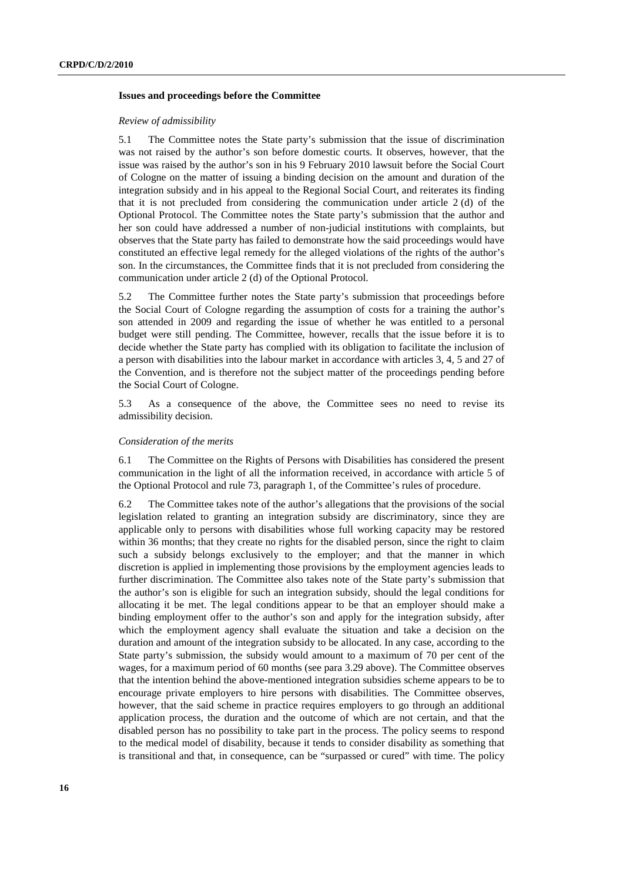## Issues and proceedings before the Committee

*Review of admissibility*

5.1 The Committee notes the State party's submission that the issue of discrimination was not raised by the author's son before domestic courts. It observes, however, that the issue was raised by the author's son in his 9 February 2010 lawsuit before the Social Court of Cologne on the matter of issuing a binding decision on the amount and duration of the integration subsidy and in his appeal to the Regional Social Court, and reiterates its finding that it is not precluded from considering the communication under article 2 (d) of the Optional Protocol. The Committee notes the State party's submission that the author and her son could have addressed a number of non-judicial institutions with complaints, but observes that the State party has failed to demonstrate how the said proceedings would have constituted an effective legal remedy for the alleged violations of the rights of the author's son. In the circumstances, the Committee finds that it is not precluded from considering the communication under article 2 (d) of the Optional Protocol.

5.2 The Committee further notes the State party's submission that proceedings before the Social Court of Cologne regarding the assumption of costs for a training the author's son attended in 2009 and regarding the issue of whether he was entitled to a personal budget were still pending. The Committee, however, recalls that the issue before it is to decide whether the State party has complied with its obligation to facilitate the inclusion of a person with disabilities into the labour market in accordance with articles 3, 4, 5 and 27 of the Convention, and is therefore not the subject matter of the proceedings pending before the Social Court of Cologne.

5.3 As a consequence of the above, the Committee sees no need to revise its admissibility decision.

*Consideration of the merits*

6.1 The Committee on the Rights of Persons with Disabilities has considered the present communication in the light of all the information received, in accordance with article 5 of the Optional Protocol and rule 73, paragraph 1, of the Committee's rules of procedure.

6.2 The Committee takes note of the author's allegations that the provisions of the social legislation related to granting an integration subsidy are discriminatory, since they are applicable only to persons with disabilities whose full working capacity may be restored within 36 months; that they create no rights for the disabled person, since the right to claim such a subsidy belongs exclusively to the employer; and that the manner in which discretion is applied in implementing those provisions by the employment agencies leads to further discrimination. The Committee also takes note of the State party's submission that the author's son is eligible for such an integration subsidy, should the legal conditions for allocating it be met. The legal conditions appear to be that an employer should make a binding employment offer to the author's son and apply for the integration subsidy, after which the employment agency shall evaluate the situation and take a decision on the duration and amount of the integration subsidy to be allocated. In any case, according to the State party's submission, the subsidy would amount to a maximum of 70 per cent of the wages, for a maximum period of 60 months (see para 3.29 above). The Committee observes that the intention behind the above-mentioned integration subsidies scheme appears to be to encourage private employers to hire persons with disabilities. The Committee observes, however, that the said scheme in practice requires employers to go through an additional application process, the duration and the outcome of which are not certain, and that the disabled person has no possibility to take part in the process. The policy seems to respond to the medical model of disability, because it tends to consider disability as something that is transitional and that, in consequence, can be "surpassed or cured" with time. The policy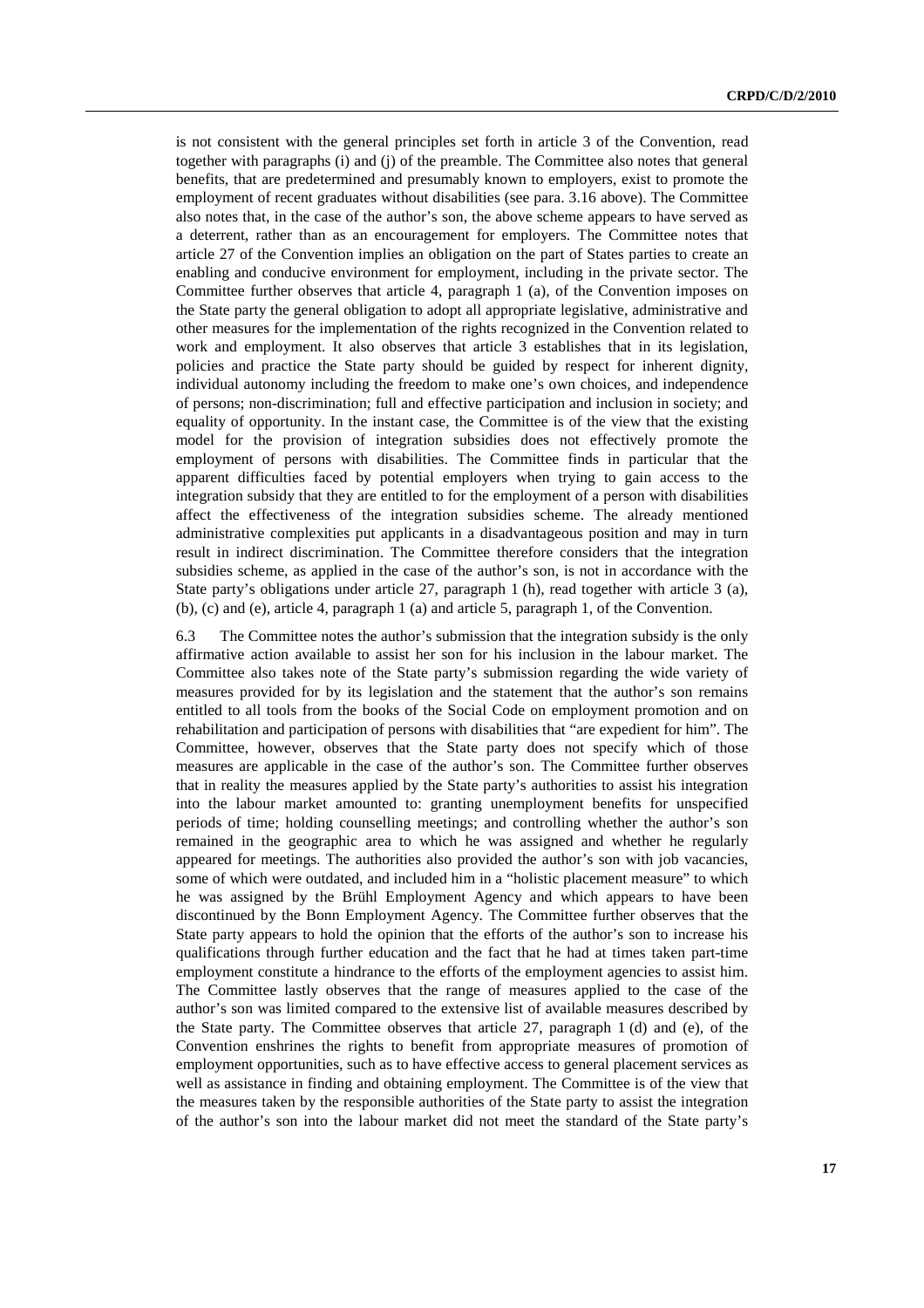is not consistent with the general principles set forth in article 3 of the Convention, read together with paragraphs (i) and (j) of the preamble. The Committee also notes that general benefits, that are predetermined and presumably known to employers, exist to promote the employment of recent graduates without disabilities (see para. 3.16 above). The Committee also notes that, in the case of the author's son, the above scheme appears to have served as a deterrent, rather than as an encouragement for employers. The Committee notes that article 27 of the Convention implies an obligation on the part of States parties to create an enabling and conducive environment for employment, including in the private sector. The Committee further observes that article 4, paragraph 1 (a), of the Convention imposes on the State party the general obligation to adopt all appropriate legislative, administrative and other measures for the implementation of the rights recognized in the Convention related to work and employment. It also observes that article 3 establishes that in its legislation, policies and practice the State party should be guided by respect for inherent dignity, individual autonomy including the freedom to make one's own choices, and independence of persons; non-discrimination; full and effective participation and inclusion in society; and equality of opportunity. In the instant case, the Committee is of the view that the existing model for the provision of integration subsidies does not effectively promote the employment of persons with disabilities. The Committee finds in particular that the apparent difficulties faced by potential employers when trying to gain access to the integration subsidy that they are entitled to for the employment of a person with disabilities affect the effectiveness of the integration subsidies scheme. The already mentioned administrative complexities put applicants in a disadvantageous position and may in turn result in indirect discrimination. The Committee therefore considers that the integration subsidies scheme, as applied in the case of the author's son, is not in accordance with the State party's obligations under article 27, paragraph 1 (h), read together with article 3 (a), (b), (c) and (e), article 4, paragraph 1 (a) and article 5, paragraph 1, of the Convention.

6.3 The Committee notes the author's submission that the integration subsidy is the only affirmative action available to assist her son for his inclusion in the labour market. The Committee also takes note of the State party's submission regarding the wide variety of measures provided for by its legislation and the statement that the author's son remains entitled to all tools from the books of the Social Code on employment promotion and on rehabilitation and participation of persons with disabilities that "are expedient for him". The Committee, however, observes that the State party does not specify which of those measures are applicable in the case of the author's son. The Committee further observes that in reality the measures applied by the State party's authorities to assist his integration into the labour market amounted to: granting unemployment benefits for unspecified periods of time; holding counselling meetings; and controlling whether the author's son remained in the geographic area to which he was assigned and whether he regularly appeared for meetings. The authorities also provided the author's son with job vacancies, some of which were outdated, and included him in a "holistic placement measure" to which he was assigned by the Brühl Employment Agency and which appears to have been discontinued by the Bonn Employment Agency. The Committee further observes that the State party appears to hold the opinion that the efforts of the author's son to increase his qualifications through further education and the fact that he had at times taken part-time employment constitute a hindrance to the efforts of the employment agencies to assist him. The Committee lastly observes that the range of measures applied to the case of the author's son was limited compared to the extensive list of available measures described by the State party. The Committee observes that article 27, paragraph 1 (d) and (e), of the Convention enshrines the rights to benefit from appropriate measures of promotion of employment opportunities, such as to have effective access to general placement services as well as assistance in finding and obtaining employment. The Committee is of the view that the measures taken by the responsible authorities of the State party to assist the integration of the author's son into the labour market did not meet the standard of the State party's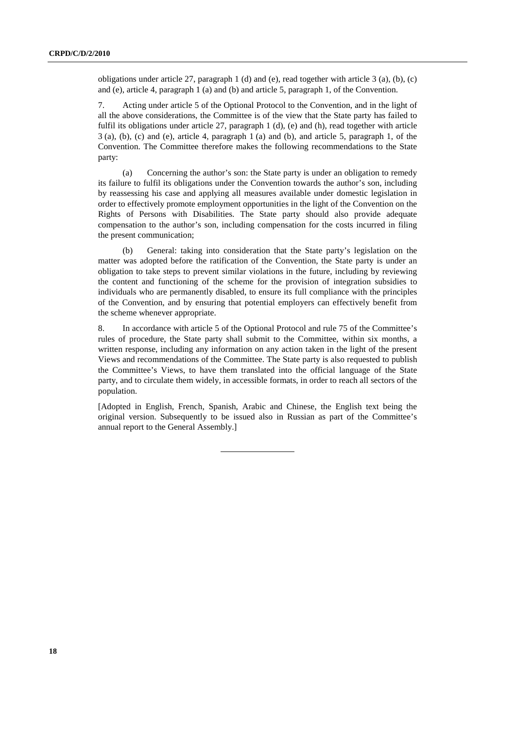obligations under article 27, paragraph 1 (d) and (e), read together with article 3 (a), (b), (c) and (e), article 4, paragraph 1 (a) and (b) and article 5, paragraph 1, of the Convention.

7. Acting under article 5 of the Optional Protocol to the Convention, and in the light of all the above considerations, the Committee is of the view that the State party has failed to fulfil its obligations under article 27, paragraph 1 (d), (e) and (h), read together with article 3 (a), (b), (c) and (e), article 4, paragraph 1 (a) and (b), and article 5, paragraph 1, of the Convention. The Committee therefore makes the following recommendations to the State party:

(a) Concerning the author's son: the State party is under an obligation to remedy its failure to fulfil its obligations under the Convention towards the author's son, including by reassessing his case and applying all measures available under domestic legislation in order to effectively promote employment opportunities in the light of the Convention on the Rights of Persons with Disabilities. The State party should also provide adequate compensation to the author's son, including compensation for the costs incurred in filing the present communication;

(b) General: taking into consideration that the State party's legislation on the matter was adopted before the ratification of the Convention, the State party is under an obligation to take steps to prevent similar violations in the future, including by reviewing the content and functioning of the scheme for the provision of integration subsidies to individuals who are permanently disabled, to ensure its full compliance with the principles of the Convention, and by ensuring that potential employers can effectively benefit from the scheme whenever appropriate.

8. In accordance with article 5 of the Optional Protocol and rule 75 of the Committee's rules of procedure, the State party shall submit to the Committee, within six months, a written response, including any information on any action taken in the light of the present Views and recommendations of the Committee. The State party is also requested to publish the Committee's Views, to have them translated into the official language of the State party, and to circulate them widely, in accessible formats, in order to reach all sectors of the population.

[Adopted in English, French, Spanish, Arabic and Chinese, the English text being the original version. Subsequently to be issued also in Russian as part of the Committee's annual report to the General Assembly.]